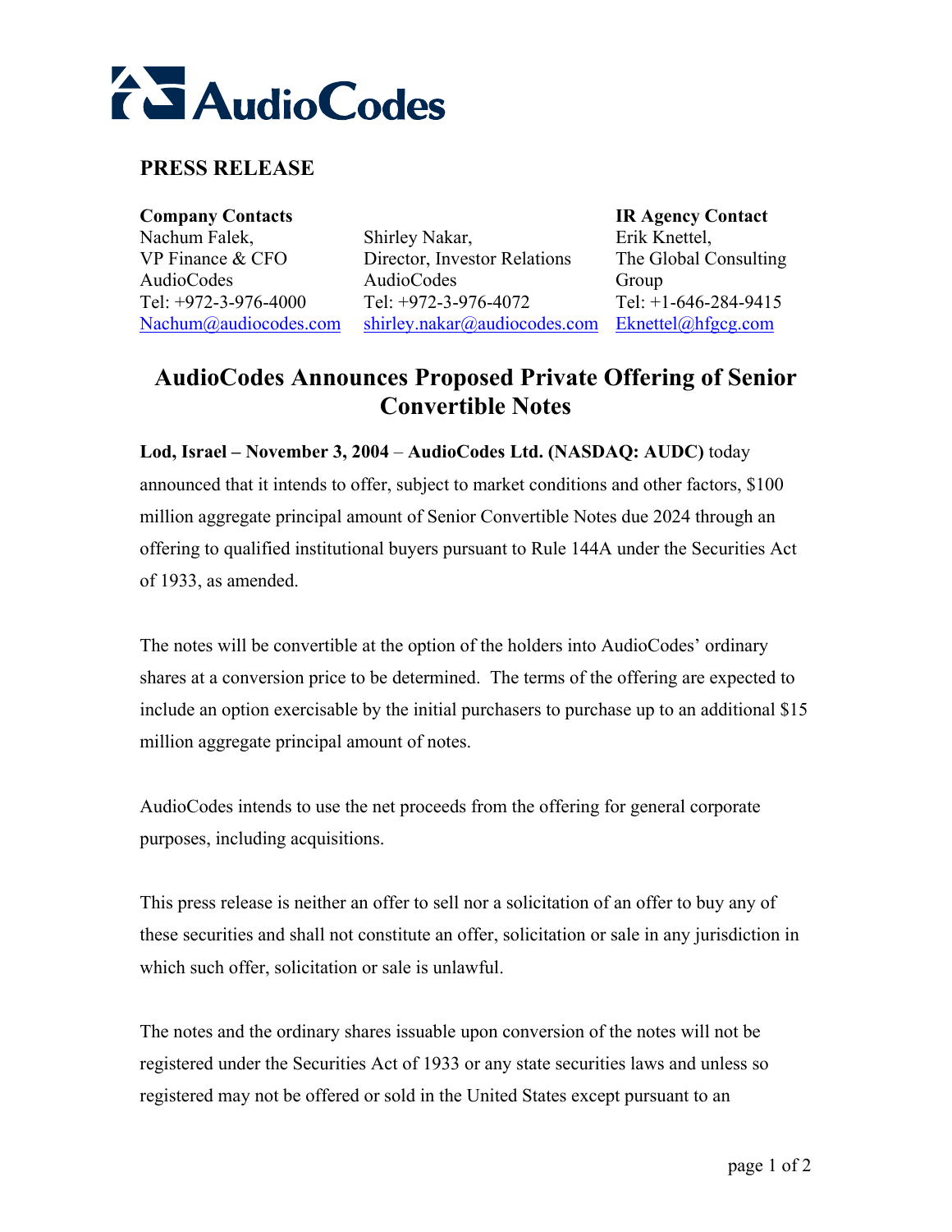AudioCodes

## PRESS RELEASE

| **Company Contacts** | | **IR Agency Contact** |
|---|---|---|
| Nachum Falek, | Shirley Nakar, | Erik Knettel, |
| VP Finance & CFO | Director, Investor Relations | The Global Consulting Group |
| AudioCodes | AudioCodes | Tel: +1-646-284-9415 |
| Tel: +972-3-976-4000 | Tel: +972-3-976-4072 | Eknettel@hfgcg.com |
| Nachum@audiocodes.com | shirley.nakar@audiocodes.com | |

# AudioCodes Announces Proposed Private Offering of Senior Convertible Notes

**Lod, Israel – November 3, 2004** – **AudioCodes Ltd. (NASDAQ: AUDC)** today announced that it intends to offer, subject to market conditions and other factors, $100 million aggregate principal amount of Senior Convertible Notes due 2024 through an offering to qualified institutional buyers pursuant to Rule 144A under the Securities Act of 1933, as amended.

The notes will be convertible at the option of the holders into AudioCodes' ordinary shares at a conversion price to be determined. The terms of the offering are expected to include an option exercisable by the initial purchasers to purchase up to an additional $15 million aggregate principal amount of notes.

AudioCodes intends to use the net proceeds from the offering for general corporate purposes, including acquisitions.

This press release is neither an offer to sell nor a solicitation of an offer to buy any of these securities and shall not constitute an offer, solicitation or sale in any jurisdiction in which such offer, solicitation or sale is unlawful.

The notes and the ordinary shares issuable upon conversion of the notes will not be registered under the Securities Act of 1933 or any state securities laws and unless so registered may not be offered or sold in the United States except pursuant to an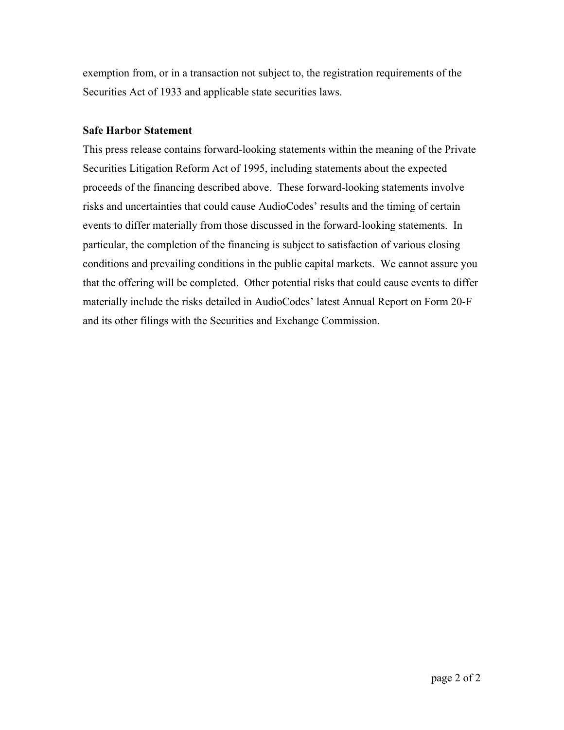exemption from, or in a transaction not subject to, the registration requirements of the Securities Act of 1933 and applicable state securities laws.

**Safe Harbor Statement**

This press release contains forward-looking statements within the meaning of the Private Securities Litigation Reform Act of 1995, including statements about the expected proceeds of the financing described above. These forward-looking statements involve risks and uncertainties that could cause AudioCodes' results and the timing of certain events to differ materially from those discussed in the forward-looking statements. In particular, the completion of the financing is subject to satisfaction of various closing conditions and prevailing conditions in the public capital markets. We cannot assure you that the offering will be completed. Other potential risks that could cause events to differ materially include the risks detailed in AudioCodes' latest Annual Report on Form 20-F and its other filings with the Securities and Exchange Commission.